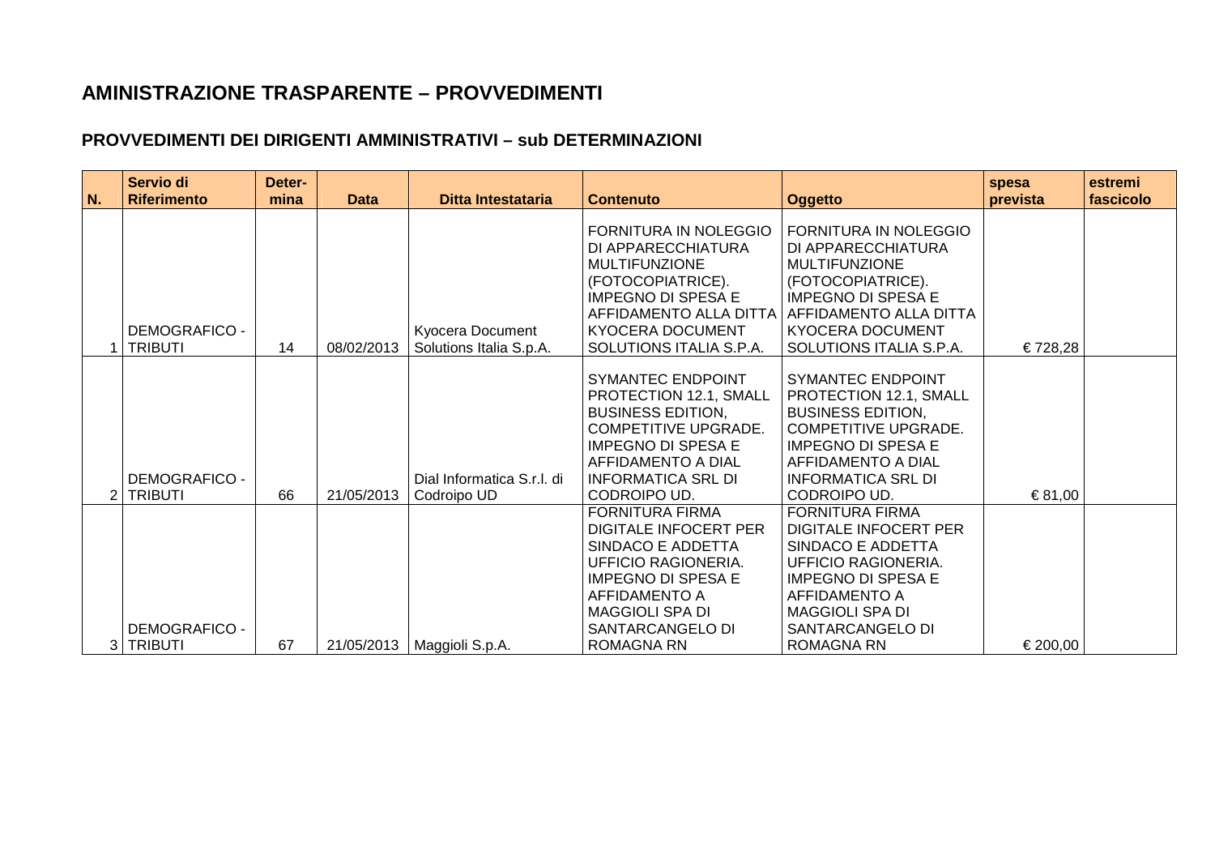# AMINISTRAZIONE TRASPARENTE – PROVVEDIMENTI

## PROVVEDIMENTI DEI DIRIGENTI AMMINISTRATIVI – sub DETERMINAZIONI

| N. | Servio di Riferimento | Deter-mina | Data | Ditta Intestataria | Contenuto | Oggetto | spesa prevista | estremi fascicolo |
|---|---|---|---|---|---|---|---|---|
| 1 | DEMOGRAFICO - TRIBUTI | 14 | 08/02/2013 | Kyocera Document Solutions Italia S.p.A. | FORNITURA IN NOLEGGIO DI APPARECCHIATURA MULTIFUNZIONE (FOTOCOPIATRICE). IMPEGNO DI SPESA E AFFIDAMENTO ALLA DITTA KYOCERA DOCUMENT SOLUTIONS ITALIA S.P.A. | FORNITURA IN NOLEGGIO DI APPARECCHIATURA MULTIFUNZIONE (FOTOCOPIATRICE). IMPEGNO DI SPESA E AFFIDAMENTO ALLA DITTA KYOCERA DOCUMENT SOLUTIONS ITALIA S.P.A. | € 728,28 | |
| 2 | DEMOGRAFICO - TRIBUTI | 66 | 21/05/2013 | Dial Informatica S.r.l. di Codroipo UD | SYMANTEC ENDPOINT PROTECTION 12.1, SMALL BUSINESS EDITION, COMPETITIVE UPGRADE. IMPEGNO DI SPESA E AFFIDAMENTO A DIAL INFORMATICA SRL DI CODROIPO UD. | SYMANTEC ENDPOINT PROTECTION 12.1, SMALL BUSINESS EDITION, COMPETITIVE UPGRADE. IMPEGNO DI SPESA E AFFIDAMENTO A DIAL INFORMATICA SRL DI CODROIPO UD. | € 81,00 | |
| 3 | DEMOGRAFICO - TRIBUTI | 67 | 21/05/2013 | Maggioli S.p.A. | FORNITURA FIRMA DIGITALE INFOCERT PER SINDACO E ADDETTA UFFICIO RAGIONERIA. IMPEGNO DI SPESA E AFFIDAMENTO A MAGGIOLI SPA DI SANTARCANGELO DI ROMAGNA RN | FORNITURA FIRMA DIGITALE INFOCERT PER SINDACO E ADDETTA UFFICIO RAGIONERIA. IMPEGNO DI SPESA E AFFIDAMENTO A MAGGIOLI SPA DI SANTARCANGELO DI ROMAGNA RN | € 200,00 | |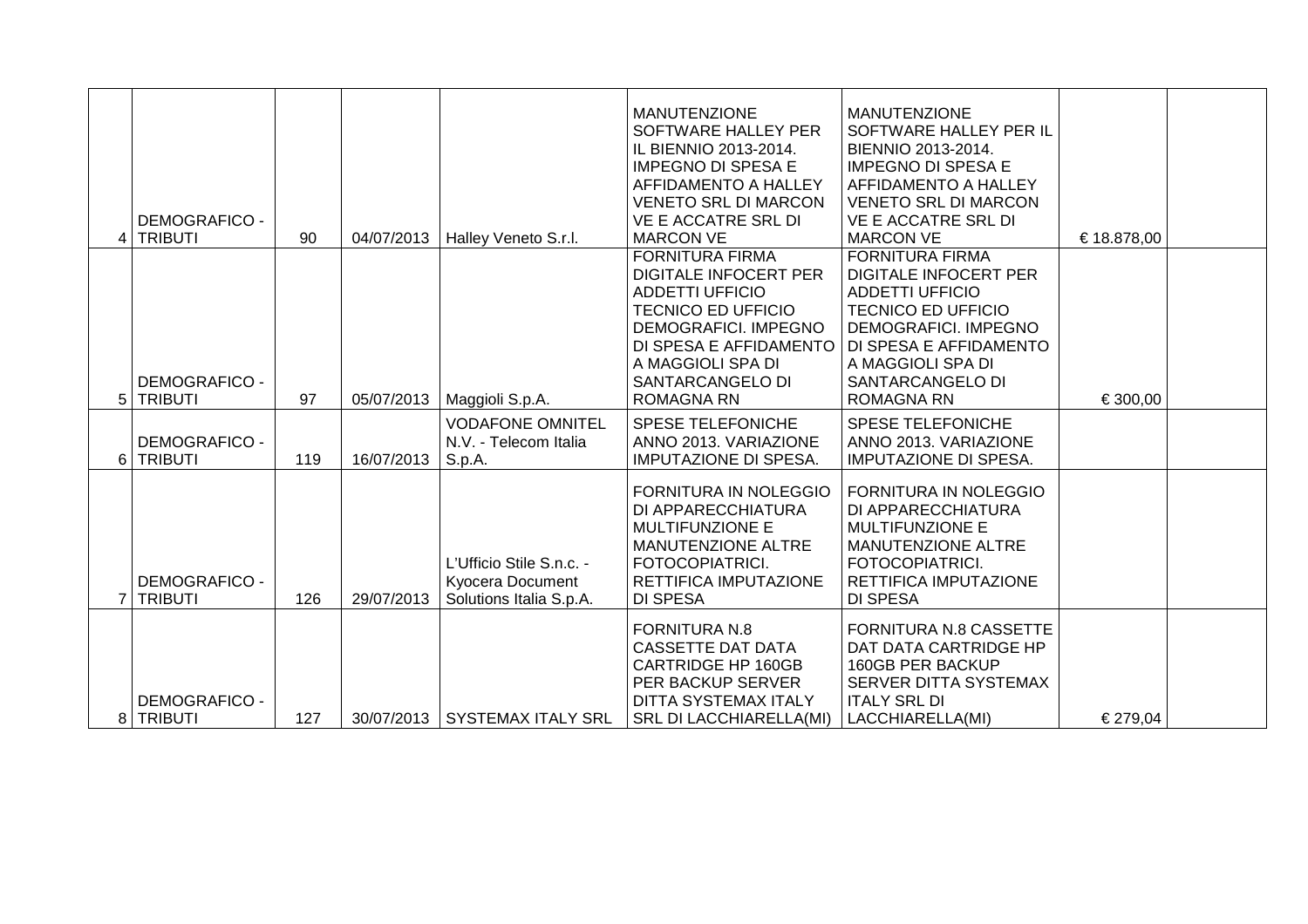| | | | | | | | | |
|---|---|---|---|---|---|---|---|---|
| 4 | DEMOGRAFICO - TRIBUTI | 90 | 04/07/2013 | Halley Veneto S.r.l. | MANUTENZIONE SOFTWARE HALLEY PER IL BIENNIO 2013-2014. IMPEGNO DI SPESA E AFFIDAMENTO A HALLEY VENETO SRL DI MARCON VE E ACCATRE SRL DI MARCON VE | MANUTENZIONE SOFTWARE HALLEY PER IL BIENNIO 2013-2014. IMPEGNO DI SPESA E AFFIDAMENTO A HALLEY VENETO SRL DI MARCON VE E ACCATRE SRL DI MARCON VE | € 18.878,00 | |
| 5 | DEMOGRAFICO - TRIBUTI | 97 | 05/07/2013 | Maggioli S.p.A. | FORNITURA FIRMA DIGITALE INFOCERT PER ADDETTI UFFICIO TECNICO ED UFFICIO DEMOGRAFICI. IMPEGNO DI SPESA E AFFIDAMENTO A MAGGIOLI SPA DI SANTARCANGELO DI ROMAGNA RN | FORNITURA FIRMA DIGITALE INFOCERT PER ADDETTI UFFICIO TECNICO ED UFFICIO DEMOGRAFICI. IMPEGNO DI SPESA E AFFIDAMENTO A MAGGIOLI SPA DI SANTARCANGELO DI ROMAGNA RN | € 300,00 | |
| 6 | DEMOGRAFICO - TRIBUTI | 119 | 16/07/2013 | VODAFONE OMNITEL N.V. - Telecom Italia S.p.A. | SPESE TELEFONICHE ANNO 2013. VARIAZIONE IMPUTAZIONE DI SPESA. | SPESE TELEFONICHE ANNO 2013. VARIAZIONE IMPUTAZIONE DI SPESA. | | |
| 7 | DEMOGRAFICO - TRIBUTI | 126 | 29/07/2013 | L'Ufficio Stile S.n.c. - Kyocera Document Solutions Italia S.p.A. | FORNITURA IN NOLEGGIO DI APPARECCHIATURA MULTIFUNZIONE E MANUTENZIONE ALTRE FOTOCOPIATRICI. RETTIFICA IMPUTAZIONE DI SPESA | FORNITURA IN NOLEGGIO DI APPARECCHIATURA MULTIFUNZIONE E MANUTENZIONE ALTRE FOTOCOPIATRICI. RETTIFICA IMPUTAZIONE DI SPESA | | |
| 8 | DEMOGRAFICO - TRIBUTI | 127 | 30/07/2013 | SYSTEMAX ITALY SRL | FORNITURA N.8 CASSETTE DAT DATA CARTRIDGE HP 160GB PER BACKUP SERVER DITTA SYSTEMAX ITALY SRL DI LACCHIARELLA(MI) | FORNITURA N.8 CASSETTE DAT DATA CARTRIDGE HP 160GB PER BACKUP SERVER DITTA SYSTEMAX ITALY SRL DI LACCHIARELLA(MI) | € 279,04 | |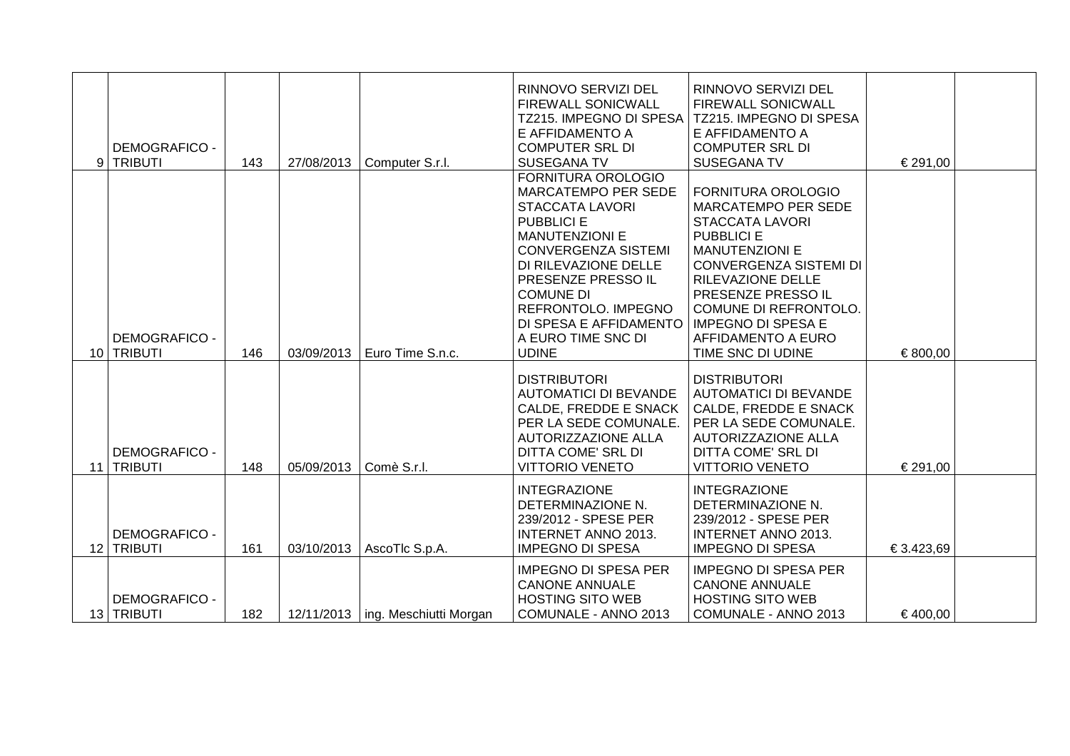| | | | | | | | | |
|---|---|---|---|---|---|---|---|---|
| 9 | DEMOGRAFICO - TRIBUTI | 143 | 27/08/2013 | Computer S.r.l. | RINNOVO SERVIZI DEL FIREWALL SONICWALL TZ215. IMPEGNO DI SPESA E AFFIDAMENTO A COMPUTER SRL DI SUSEGANA TV | RINNOVO SERVIZI DEL FIREWALL SONICWALL TZ215. IMPEGNO DI SPESA E AFFIDAMENTO A COMPUTER SRL DI SUSEGANA TV | € 291,00 | |
| 10 | DEMOGRAFICO - TRIBUTI | 146 | 03/09/2013 | Euro Time S.n.c. | FORNITURA OROLOGIO MARCATEMPO PER SEDE STACCATA LAVORI PUBBLICI E MANUTENZIONI E CONVERGENZA SISTEMI DI RILEVAZIONE DELLE PRESENZE PRESSO IL COMUNE DI REFRONTOLO. IMPEGNO DI SPESA E AFFIDAMENTO A EURO TIME SNC DI UDINE | FORNITURA OROLOGIO MARCATEMPO PER SEDE STACCATA LAVORI PUBBLICI E MANUTENZIONI E CONVERGENZA SISTEMI DI RILEVAZIONE DELLE PRESENZE PRESSO IL COMUNE DI REFRONTOLO. IMPEGNO DI SPESA E AFFIDAMENTO A EURO TIME SNC DI UDINE | € 800,00 | |
| 11 | DEMOGRAFICO - TRIBUTI | 148 | 05/09/2013 | Comè S.r.l. | DISTRIBUTORI AUTOMATICI DI BEVANDE CALDE, FREDDE E SNACK PER LA SEDE COMUNALE. AUTORIZZAZIONE ALLA DITTA COME' SRL DI VITTORIO VENETO | DISTRIBUTORI AUTOMATICI DI BEVANDE CALDE, FREDDE E SNACK PER LA SEDE COMUNALE. AUTORIZZAZIONE ALLA DITTA COME' SRL DI VITTORIO VENETO | € 291,00 | |
| 12 | DEMOGRAFICO - TRIBUTI | 161 | 03/10/2013 | AscoTlc S.p.A. | INTEGRAZIONE DETERMINAZIONE N. 239/2012 - SPESE PER INTERNET ANNO 2013. IMPEGNO DI SPESA | INTEGRAZIONE DETERMINAZIONE N. 239/2012 - SPESE PER INTERNET ANNO 2013. IMPEGNO DI SPESA | € 3.423,69 | |
| 13 | DEMOGRAFICO - TRIBUTI | 182 | 12/11/2013 | ing. Meschiutti Morgan | IMPEGNO DI SPESA PER CANONE ANNUALE HOSTING SITO WEB COMUNALE - ANNO 2013 | IMPEGNO DI SPESA PER CANONE ANNUALE HOSTING SITO WEB COMUNALE - ANNO 2013 | € 400,00 | |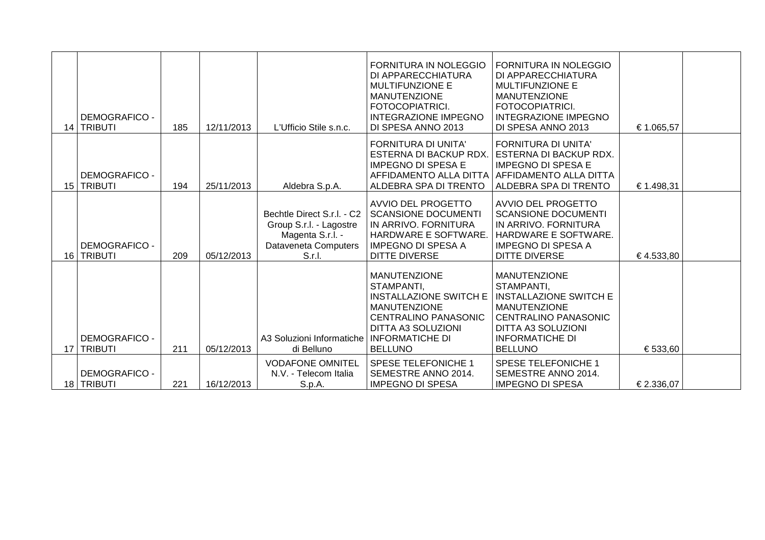| | | | | | | | | |
|---|---|---|---|---|---|---|---|---|
| 14 | DEMOGRAFICO - TRIBUTI | 185 | 12/11/2013 | L'Ufficio Stile s.n.c. | FORNITURA IN NOLEGGIO DI APPARECCHIATURA MULTIFUNZIONE E MANUTENZIONE FOTOCOPIATRICI. INTEGRAZIONE IMPEGNO DI SPESA ANNO 2013 | FORNITURA IN NOLEGGIO DI APPARECCHIATURA MULTIFUNZIONE E MANUTENZIONE FOTOCOPIATRICI. INTEGRAZIONE IMPEGNO DI SPESA ANNO 2013 | € 1.065,57 | |
| 15 | DEMOGRAFICO - TRIBUTI | 194 | 25/11/2013 | Aldebra S.p.A. | FORNITURA DI UNITA' ESTERNA DI BACKUP RDX. IMPEGNO DI SPESA E AFFIDAMENTO ALLA DITTA ALDEBRA SPA DI TRENTO | FORNITURA DI UNITA' ESTERNA DI BACKUP RDX. IMPEGNO DI SPESA E AFFIDAMENTO ALLA DITTA ALDEBRA SPA DI TRENTO | € 1.498,31 | |
| 16 | DEMOGRAFICO - TRIBUTI | 209 | 05/12/2013 | Bechtle Direct S.r.l. - C2 Group S.r.l. - Lagostre Magenta S.r.l. - Dataveneta Computers S.r.l. | AVVIO DEL PROGETTO SCANSIONE DOCUMENTI IN ARRIVO. FORNITURA HARDWARE E SOFTWARE. IMPEGNO DI SPESA A DITTE DIVERSE | AVVIO DEL PROGETTO SCANSIONE DOCUMENTI IN ARRIVO. FORNITURA HARDWARE E SOFTWARE. IMPEGNO DI SPESA A DITTE DIVERSE | € 4.533,80 | |
| 17 | DEMOGRAFICO - TRIBUTI | 211 | 05/12/2013 | A3 Soluzioni Informatiche di Belluno | MANUTENZIONE STAMPANTI, INSTALLAZIONE SWITCH E MANUTENZIONE CENTRALINO PANASONIC DITTA A3 SOLUZIONI INFORMATICHE DI BELLUNO | MANUTENZIONE STAMPANTI, INSTALLAZIONE SWITCH E MANUTENZIONE CENTRALINO PANASONIC DITTA A3 SOLUZIONI INFORMATICHE DI BELLUNO | € 533,60 | |
| 18 | DEMOGRAFICO - TRIBUTI | 221 | 16/12/2013 | VODAFONE OMNITEL N.V. - Telecom Italia S.p.A. | SPESE TELEFONICHE 1 SEMESTRE ANNO 2014. IMPEGNO DI SPESA | SPESE TELEFONICHE 1 SEMESTRE ANNO 2014. IMPEGNO DI SPESA | € 2.336,07 | |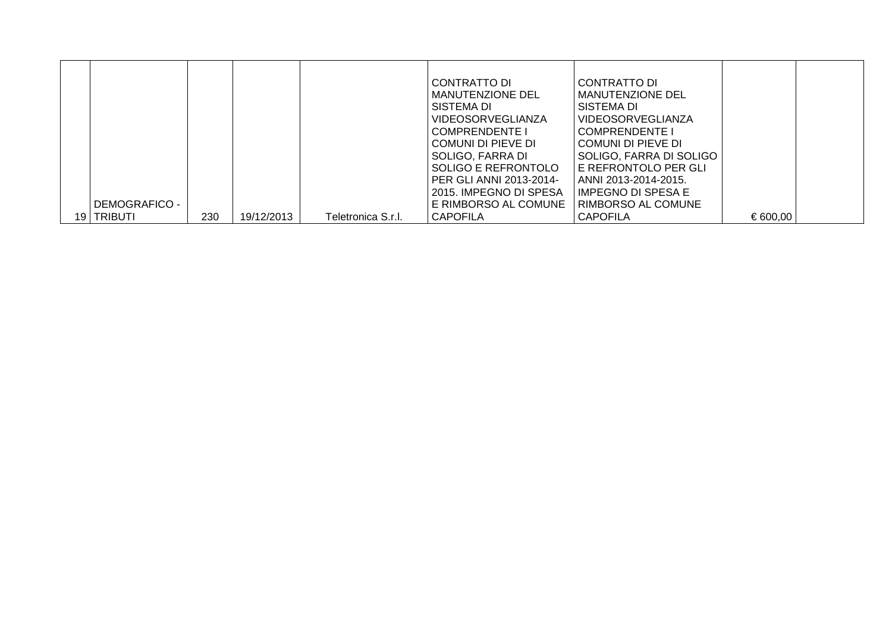| | | | | | | | | |
|---|---|---|---|---|---|---|---|---|
| 19 | DEMOGRAFICO - TRIBUTI | 230 | 19/12/2013 | Teletronica S.r.l. | CONTRATTO DI MANUTENZIONE DEL SISTEMA DI VIDEOSORVEGLIANZA COMPRENDENTE I COMUNI DI PIEVE DI SOLIGO, FARRA DI SOLIGO E REFRONTOLO PER GLI ANNI 2013-2014-2015. IMPEGNO DI SPESA E RIMBORSO AL COMUNE CAPOFILA | CONTRATTO DI MANUTENZIONE DEL SISTEMA DI VIDEOSORVEGLIANZA COMPRENDENTE I COMUNI DI PIEVE DI SOLIGO, FARRA DI SOLIGO E REFRONTOLO PER GLI ANNI 2013-2014-2015. IMPEGNO DI SPESA E RIMBORSO AL COMUNE CAPOFILA | € 600,00 | |